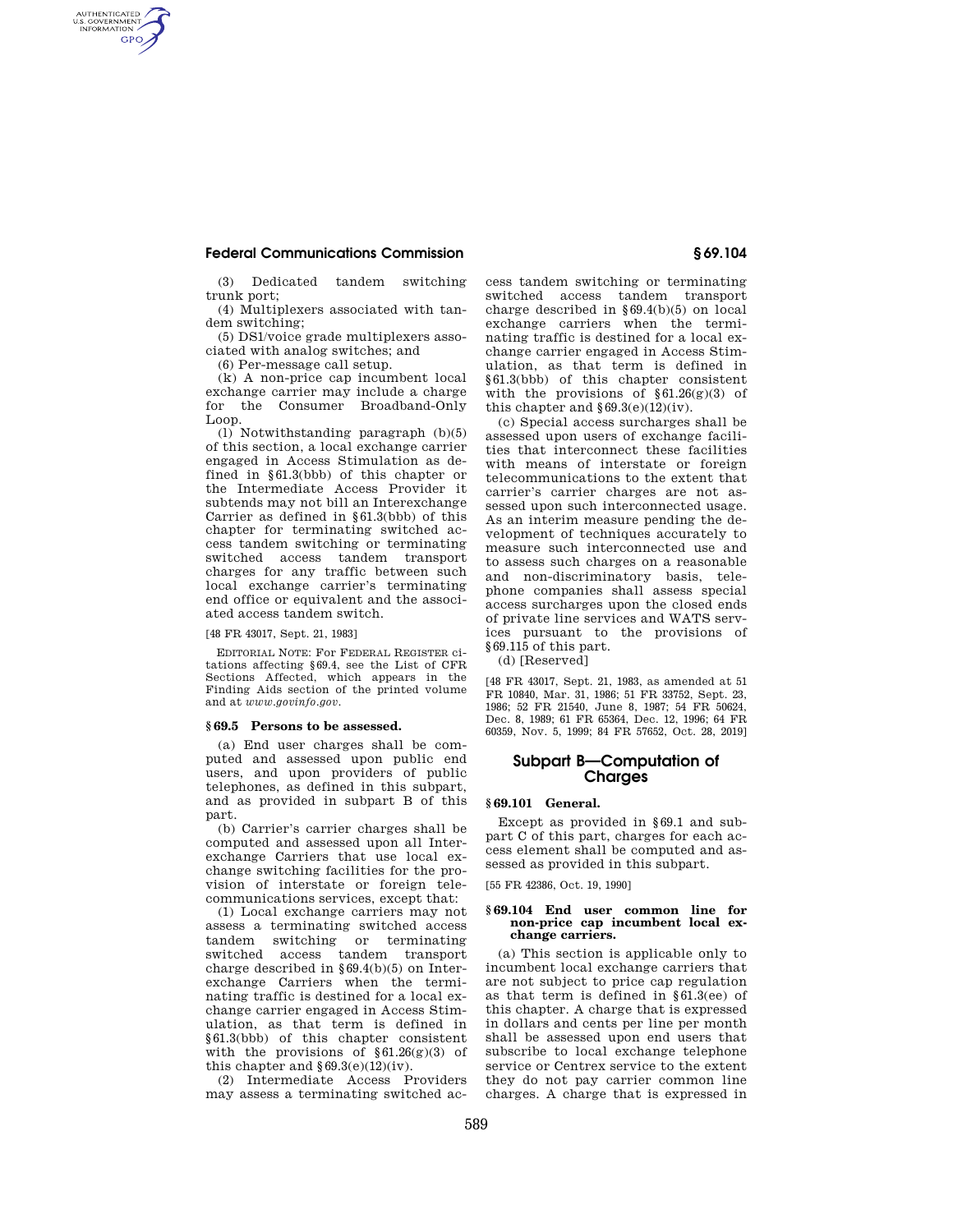(3) Dedicated tandem switching trunk port;

(4) Multiplexers associated with tandem switching;

(5) DS1/voice grade multiplexers associated with analog switches; and

(6) Per-message call setup.

(k) A non-price cap incumbent local exchange carrier may include a charge for the Consumer Broadband-Only Loop.

(l) Notwithstanding paragraph (b)(5) of this section, a local exchange carrier engaged in Access Stimulation as defined in §61.3(bbb) of this chapter or the Intermediate Access Provider it subtends may not bill an Interexchange Carrier as defined in §61.3(bbb) of this chapter for terminating switched access tandem switching or terminating switched access tandem transport charges for any traffic between such local exchange carrier's terminating end office or equivalent and the associated access tandem switch.

[48 FR 43017, Sept. 21, 1983]

EDITORIAL NOTE: For FEDERAL REGISTER citations affecting §69.4, see the List of CFR Sections Affected, which appears in the Finding Aids section of the printed volume and at *www.govinfo.gov*.

### § 69.5 Persons to be assessed.

(a) End user charges shall be computed and assessed upon public end users, and upon providers of public telephones, as defined in this subpart, and as provided in subpart B of this part.

(b) Carrier's carrier charges shall be computed and assessed upon all Interexchange Carriers that use local exchange switching facilities for the provision of interstate or foreign telecommunications services, except that:

(1) Local exchange carriers may not assess a terminating switched access tandem switching or terminating switched access tandem transport charge described in §69.4(b)(5) on Interexchange Carriers when the terminating traffic is destined for a local exchange carrier engaged in Access Stimulation, as that term is defined in §61.3(bbb) of this chapter consistent with the provisions of §61.26(g)(3) of this chapter and §69.3(e)(12)(iv).

(2) Intermediate Access Providers may assess a terminating switched access tandem switching or terminating switched access tandem transport charge described in §69.4(b)(5) on local exchange carriers when the terminating traffic is destined for a local exchange carrier engaged in Access Stimulation, as that term is defined in §61.3(bbb) of this chapter consistent with the provisions of §61.26(g)(3) of this chapter and §69.3(e)(12)(iv).

(c) Special access surcharges shall be assessed upon users of exchange facilities that interconnect these facilities with means of interstate or foreign telecommunications to the extent that carrier's carrier charges are not assessed upon such interconnected usage. As an interim measure pending the development of techniques accurately to measure such interconnected use and to assess such charges on a reasonable and non-discriminatory basis, telephone companies shall assess special access surcharges upon the closed ends of private line services and WATS services pursuant to the provisions of §69.115 of this part.

(d) [Reserved]

[48 FR 43017, Sept. 21, 1983, as amended at 51 FR 10840, Mar. 31, 1986; 51 FR 33752, Sept. 23, 1986; 52 FR 21540, June 8, 1987; 54 FR 50624, Dec. 8, 1989; 61 FR 65364, Dec. 12, 1996; 64 FR 60359, Nov. 5, 1999; 84 FR 57652, Oct. 28, 2019]

## Subpart B—Computation of Charges

### § 69.101 General.

Except as provided in §69.1 and subpart C of this part, charges for each access element shall be computed and assessed as provided in this subpart.

[55 FR 42386, Oct. 19, 1990]

### § 69.104 End user common line for non-price cap incumbent local exchange carriers.

(a) This section is applicable only to incumbent local exchange carriers that are not subject to price cap regulation as that term is defined in §61.3(ee) of this chapter. A charge that is expressed in dollars and cents per line per month shall be assessed upon end users that subscribe to local exchange telephone service or Centrex service to the extent they do not pay carrier common line charges. A charge that is expressed in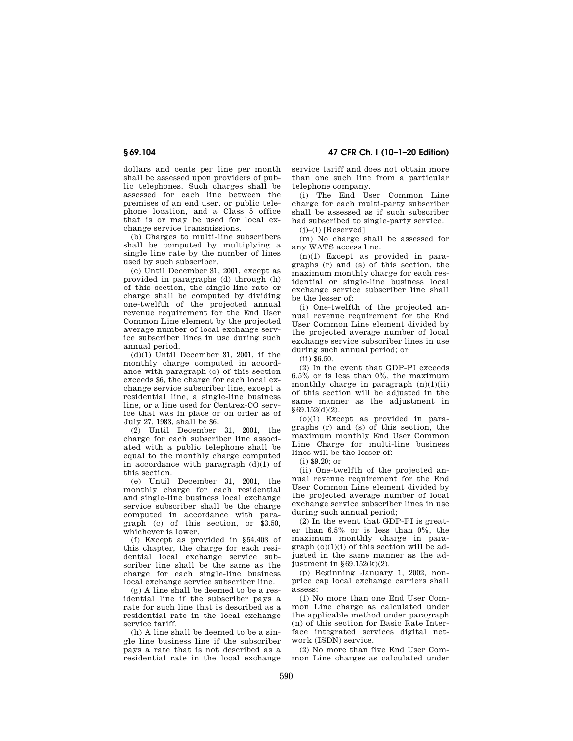dollars and cents per line per month shall be assessed upon providers of public telephones. Such charges shall be assessed for each line between the premises of an end user, or public telephone location, and a Class 5 office that is or may be used for local exchange service transmissions.

(b) Charges to multi-line subscribers shall be computed by multiplying a single line rate by the number of lines used by such subscriber.

(c) Until December 31, 2001, except as provided in paragraphs (d) through (h) of this section, the single-line rate or charge shall be computed by dividing one-twelfth of the projected annual revenue requirement for the End User Common Line element by the projected average number of local exchange service subscriber lines in use during such annual period.

(d)(1) Until December 31, 2001, if the monthly charge computed in accordance with paragraph (c) of this section exceeds $6, the charge for each local exchange service subscriber line, except a residential line, a single-line business line, or a line used for Centrex-CO service that was in place or on order as of July 27, 1983, shall be $6.

(2) Until December 31, 2001, the charge for each subscriber line associated with a public telephone shall be equal to the monthly charge computed in accordance with paragraph (d)(1) of this section.

(e) Until December 31, 2001, the monthly charge for each residential and single-line business local exchange service subscriber shall be the charge computed in accordance with paragraph (c) of this section, or $3.50, whichever is lower.

(f) Except as provided in §54.403 of this chapter, the charge for each residential local exchange service subscriber line shall be the same as the charge for each single-line business local exchange service subscriber line.

(g) A line shall be deemed to be a residential line if the subscriber pays a rate for such line that is described as a residential rate in the local exchange service tariff.

(h) A line shall be deemed to be a single line business line if the subscriber pays a rate that is not described as a residential rate in the local exchange service tariff and does not obtain more than one such line from a particular telephone company.

(i) The End User Common Line charge for each multi-party subscriber shall be assessed as if such subscriber had subscribed to single-party service.

(j)–(l) [Reserved]

(m) No charge shall be assessed for any WATS access line.

(n)(1) Except as provided in paragraphs (r) and (s) of this section, the maximum monthly charge for each residential or single-line business local exchange service subscriber line shall be the lesser of:

(i) One-twelfth of the projected annual revenue requirement for the End User Common Line element divided by the projected average number of local exchange service subscriber lines in use during such annual period; or

(ii) $6.50.

(2) In the event that GDP-PI exceeds 6.5% or is less than 0%, the maximum monthly charge in paragraph (n)(1)(ii) of this section will be adjusted in the same manner as the adjustment in §69.152(d)(2).

(o)(1) Except as provided in paragraphs (r) and (s) of this section, the maximum monthly End User Common Line Charge for multi-line business lines will be the lesser of:

(i) $9.20; or

(ii) One-twelfth of the projected annual revenue requirement for the End User Common Line element divided by the projected average number of local exchange service subscriber lines in use during such annual period;

(2) In the event that GDP-PI is greater than 6.5% or is less than 0%, the maximum monthly charge in paragraph (o)(1)(i) of this section will be adjusted in the same manner as the adjustment in §69.152(k)(2).

(p) Beginning January 1, 2002, non-price cap local exchange carriers shall assess:

(1) No more than one End User Common Line charge as calculated under the applicable method under paragraph (n) of this section for Basic Rate Interface integrated services digital network (ISDN) service.

(2) No more than five End User Common Line charges as calculated under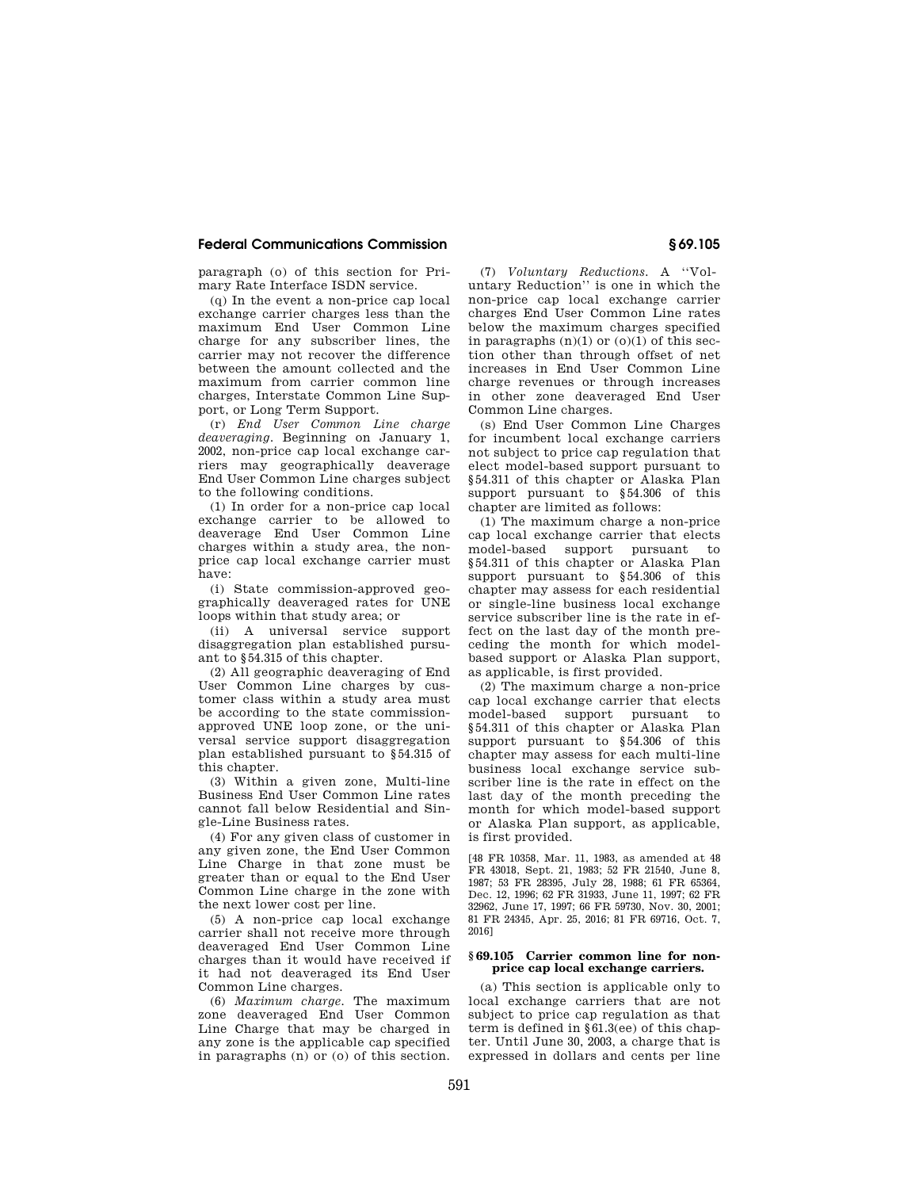paragraph (o) of this section for Primary Rate Interface ISDN service.

(q) In the event a non-price cap local exchange carrier charges less than the maximum End User Common Line charge for any subscriber lines, the carrier may not recover the difference between the amount collected and the maximum from carrier common line charges, Interstate Common Line Support, or Long Term Support.

(r) *End User Common Line charge deaveraging.* Beginning on January 1, 2002, non-price cap local exchange carriers may geographically deaverage End User Common Line charges subject to the following conditions.

(1) In order for a non-price cap local exchange carrier to be allowed to deaverage End User Common Line charges within a study area, the non-price cap local exchange carrier must have:

(i) State commission-approved geographically deaveraged rates for UNE loops within that study area; or

(ii) A universal service support disaggregation plan established pursuant to §54.315 of this chapter.

(2) All geographic deaveraging of End User Common Line charges by customer class within a study area must be according to the state commission-approved UNE loop zone, or the universal service support disaggregation plan established pursuant to §54.315 of this chapter.

(3) Within a given zone, Multi-line Business End User Common Line rates cannot fall below Residential and Single-Line Business rates.

(4) For any given class of customer in any given zone, the End User Common Line Charge in that zone must be greater than or equal to the End User Common Line charge in the zone with the next lower cost per line.

(5) A non-price cap local exchange carrier shall not receive more through deaveraged End User Common Line charges than it would have received if it had not deaveraged its End User Common Line charges.

(6) *Maximum charge.* The maximum zone deaveraged End User Common Line Charge that may be charged in any zone is the applicable cap specified in paragraphs (n) or (o) of this section.

(7) *Voluntary Reductions.* A ''Voluntary Reduction'' is one in which the non-price cap local exchange carrier charges End User Common Line rates below the maximum charges specified in paragraphs (n)(1) or (o)(1) of this section other than through offset of net increases in End User Common Line charge revenues or through increases in other zone deaveraged End User Common Line charges.

(s) End User Common Line Charges for incumbent local exchange carriers not subject to price cap regulation that elect model-based support pursuant to §54.311 of this chapter or Alaska Plan support pursuant to §54.306 of this chapter are limited as follows:

(1) The maximum charge a non-price cap local exchange carrier that elects model-based support pursuant to §54.311 of this chapter or Alaska Plan support pursuant to §54.306 of this chapter may assess for each residential or single-line business local exchange service subscriber line is the rate in effect on the last day of the month preceding the month for which model-based support or Alaska Plan support, as applicable, is first provided.

(2) The maximum charge a non-price cap local exchange carrier that elects model-based support pursuant to §54.311 of this chapter or Alaska Plan support pursuant to §54.306 of this chapter may assess for each multi-line business local exchange service subscriber line is the rate in effect on the last day of the month preceding the month for which model-based support or Alaska Plan support, as applicable, is first provided.

[48 FR 10358, Mar. 11, 1983, as amended at 48 FR 43018, Sept. 21, 1983; 52 FR 21540, June 8, 1987; 53 FR 28395, July 28, 1988; 61 FR 65364, Dec. 12, 1996; 62 FR 31933, June 11, 1997; 62 FR 32962, June 17, 1997; 66 FR 59730, Nov. 30, 2001; 81 FR 24345, Apr. 25, 2016; 81 FR 69716, Oct. 7, 2016]

### §69.105 Carrier common line for non-price cap local exchange carriers.

(a) This section is applicable only to local exchange carriers that are not subject to price cap regulation as that term is defined in §61.3(ee) of this chapter. Until June 30, 2003, a charge that is expressed in dollars and cents per line